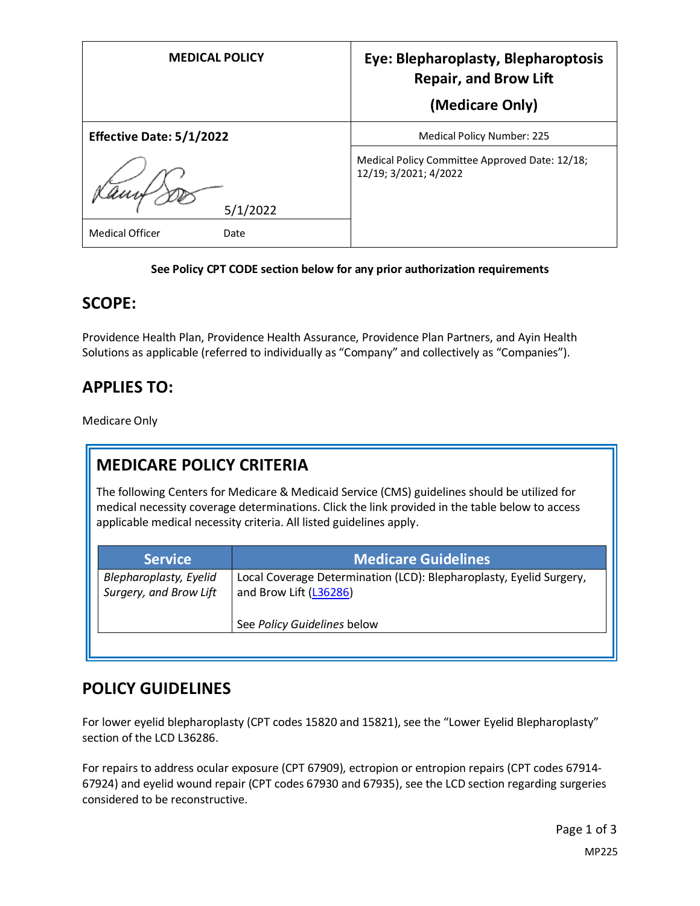| MEDICAL POLICY | Eye: Blepharoplasty, Blepharoptosis Repair, and Brow Lift (Medicare Only) |
| --- | --- |
| **Effective Date: 5/1/2022** | Medical Policy Number: 225 |
| 5/1/2022 | Medical Policy Committee Approved Date: 12/18; 12/19; 3/2021; 4/2022 |
| Medical Officer Date | |

**See Policy CPT CODE section below for any prior authorization requirements**

## SCOPE:

Providence Health Plan, Providence Health Assurance, Providence Plan Partners, and Ayin Health Solutions as applicable (referred to individually as "Company" and collectively as "Companies").

## APPLIES TO:

Medicare Only

## MEDICARE POLICY CRITERIA

The following Centers for Medicare & Medicaid Service (CMS) guidelines should be utilized for medical necessity coverage determinations. Click the link provided in the table below to access applicable medical necessity criteria. All listed guidelines apply.

| Service | Medicare Guidelines |
| --- | --- |
| *Blepharoplasty, Eyelid Surgery, and Brow Lift* | Local Coverage Determination (LCD): Blepharoplasty, Eyelid Surgery, and Brow Lift (L36286)<br><br>See *Policy Guidelines* below |

## POLICY GUIDELINES

For lower eyelid blepharoplasty (CPT codes 15820 and 15821), see the "Lower Eyelid Blepharoplasty" section of the LCD L36286.

For repairs to address ocular exposure (CPT 67909), ectropion or entropion repairs (CPT codes 67914-67924) and eyelid wound repair (CPT codes 67930 and 67935), see the LCD section regarding surgeries considered to be reconstructive.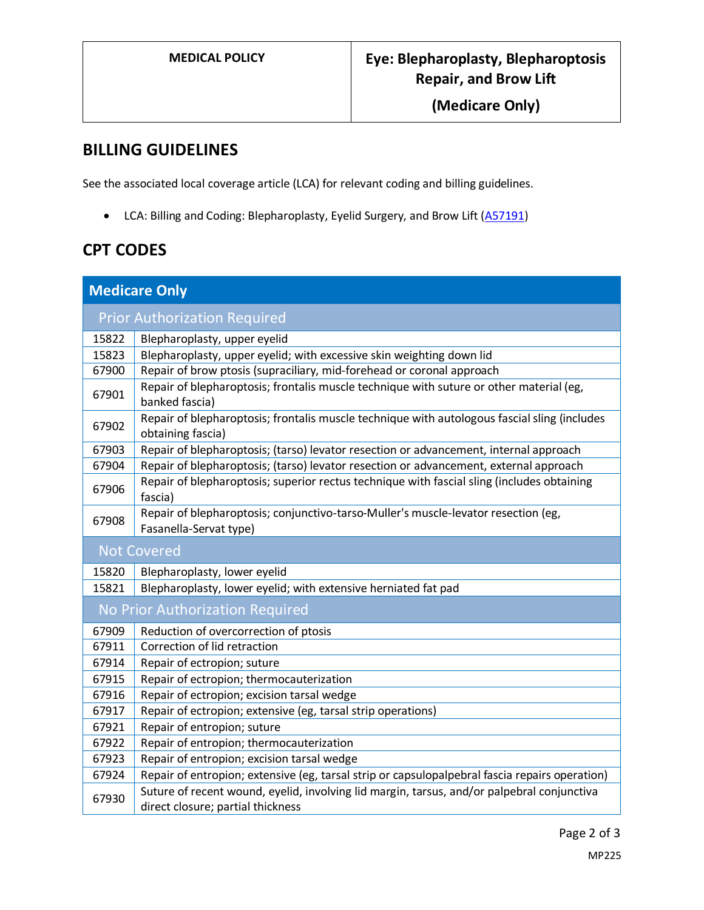## BILLING GUIDELINES

See the associated local coverage article (LCA) for relevant coding and billing guidelines.

- LCA: Billing and Coding: Blepharoplasty, Eyelid Surgery, and Brow Lift (A57191)

## CPT CODES

| Medicare Only | |
|---|---|
| **Prior Authorization Required** | |
| 15822 | Blepharoplasty, upper eyelid |
| 15823 | Blepharoplasty, upper eyelid; with excessive skin weighting down lid |
| 67900 | Repair of brow ptosis (supraciliary, mid-forehead or coronal approach |
| 67901 | Repair of blepharoptosis; frontalis muscle technique with suture or other material (eg, banked fascia) |
| 67902 | Repair of blepharoptosis; frontalis muscle technique with autologous fascial sling (includes obtaining fascia) |
| 67903 | Repair of blepharoptosis; (tarso) levator resection or advancement, internal approach |
| 67904 | Repair of blepharoptosis; (tarso) levator resection or advancement, external approach |
| 67906 | Repair of blepharoptosis; superior rectus technique with fascial sling (includes obtaining fascia) |
| 67908 | Repair of blepharoptosis; conjunctivo-tarso-Muller's muscle-levator resection (eg, Fasanella-Servat type) |
| **Not Covered** | |
| 15820 | Blepharoplasty, lower eyelid |
| 15821 | Blepharoplasty, lower eyelid; with extensive herniated fat pad |
| **No Prior Authorization Required** | |
| 67909 | Reduction of overcorrection of ptosis |
| 67911 | Correction of lid retraction |
| 67914 | Repair of ectropion; suture |
| 67915 | Repair of ectropion; thermocauterization |
| 67916 | Repair of ectropion; excision tarsal wedge |
| 67917 | Repair of ectropion; extensive (eg, tarsal strip operations) |
| 67921 | Repair of entropion; suture |
| 67922 | Repair of entropion; thermocauterization |
| 67923 | Repair of entropion; excision tarsal wedge |
| 67924 | Repair of entropion; extensive (eg, tarsal strip or capsulopalpebral fascia repairs operation) |
| 67930 | Suture of recent wound, eyelid, involving lid margin, tarsus, and/or palpebral conjunctiva direct closure; partial thickness |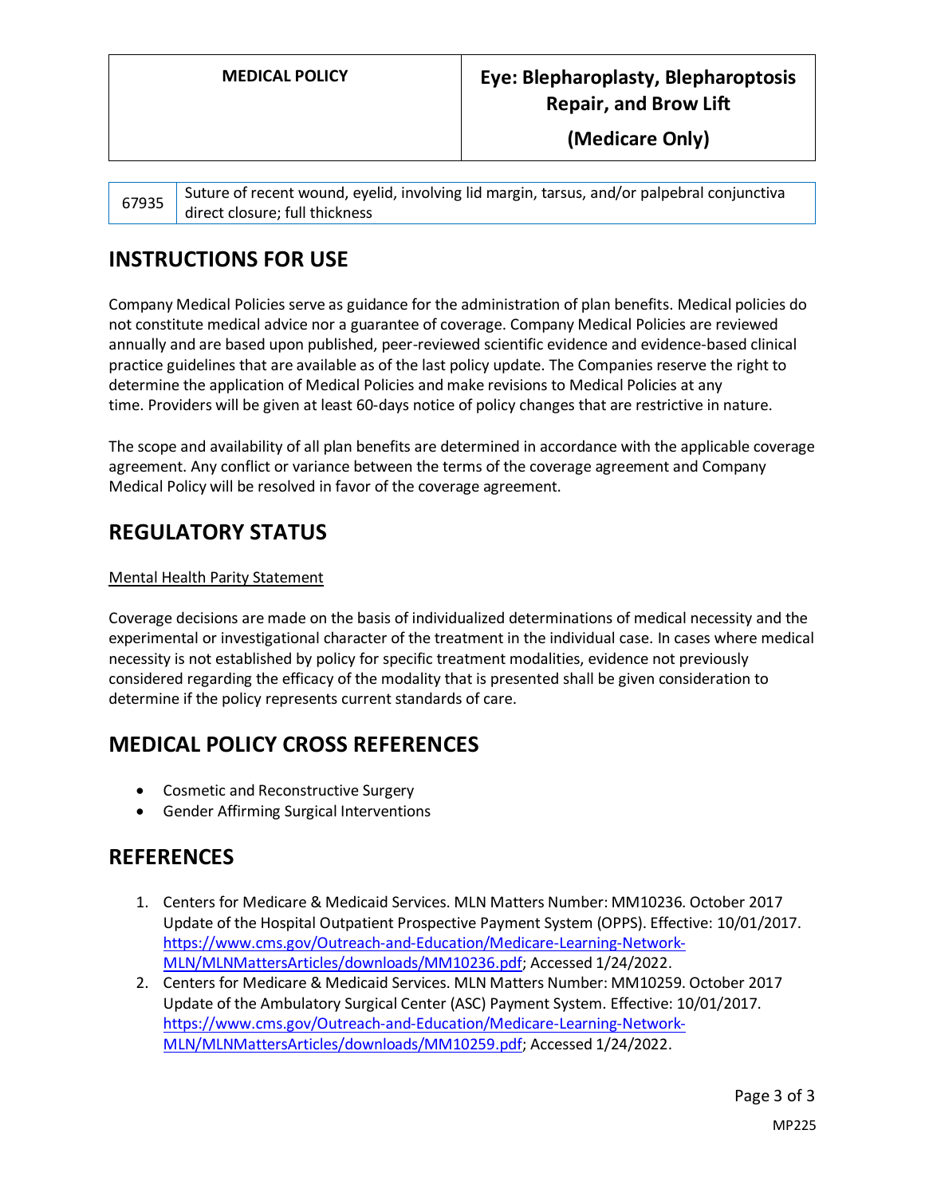| | |
|---|---|
| 67935 | Suture of recent wound, eyelid, involving lid margin, tarsus, and/or palpebral conjunctiva direct closure; full thickness |

## INSTRUCTIONS FOR USE

Company Medical Policies serve as guidance for the administration of plan benefits. Medical policies do not constitute medical advice nor a guarantee of coverage. Company Medical Policies are reviewed annually and are based upon published, peer-reviewed scientific evidence and evidence-based clinical practice guidelines that are available as of the last policy update. The Companies reserve the right to determine the application of Medical Policies and make revisions to Medical Policies at any time. Providers will be given at least 60-days notice of policy changes that are restrictive in nature.

The scope and availability of all plan benefits are determined in accordance with the applicable coverage agreement. Any conflict or variance between the terms of the coverage agreement and Company Medical Policy will be resolved in favor of the coverage agreement.

## REGULATORY STATUS

Mental Health Parity Statement

Coverage decisions are made on the basis of individualized determinations of medical necessity and the experimental or investigational character of the treatment in the individual case. In cases where medical necessity is not established by policy for specific treatment modalities, evidence not previously considered regarding the efficacy of the modality that is presented shall be given consideration to determine if the policy represents current standards of care.

## MEDICAL POLICY CROSS REFERENCES

- Cosmetic and Reconstructive Surgery
- Gender Affirming Surgical Interventions

## REFERENCES

1. Centers for Medicare & Medicaid Services. MLN Matters Number: MM10236. October 2017 Update of the Hospital Outpatient Prospective Payment System (OPPS). Effective: 10/01/2017. https://www.cms.gov/Outreach-and-Education/Medicare-Learning-Network-MLN/MLNMattersArticles/downloads/MM10236.pdf; Accessed 1/24/2022.
2. Centers for Medicare & Medicaid Services. MLN Matters Number: MM10259. October 2017 Update of the Ambulatory Surgical Center (ASC) Payment System. Effective: 10/01/2017. https://www.cms.gov/Outreach-and-Education/Medicare-Learning-Network-MLN/MLNMattersArticles/downloads/MM10259.pdf; Accessed 1/24/2022.